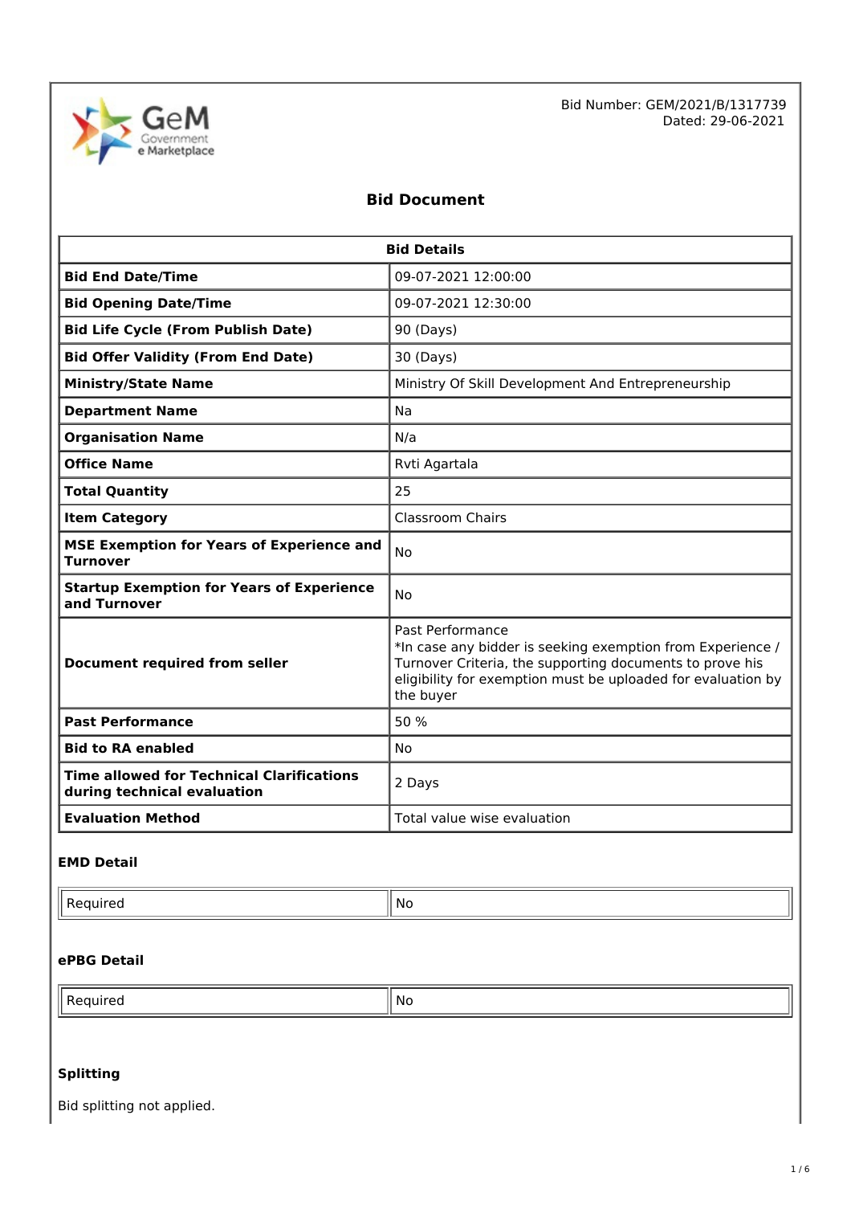Bid Number: GEM/2021/B/1317739
Dated: 29-06-2021

# Bid Document

| Bid Details | |
|---|---|
| **Bid End Date/Time** | 09-07-2021 12:00:00 |
| **Bid Opening Date/Time** | 09-07-2021 12:30:00 |
| **Bid Life Cycle (From Publish Date)** | 90 (Days) |
| **Bid Offer Validity (From End Date)** | 30 (Days) |
| **Ministry/State Name** | Ministry Of Skill Development And Entrepreneurship |
| **Department Name** | Na |
| **Organisation Name** | N/a |
| **Office Name** | Rvti Agartala |
| **Total Quantity** | 25 |
| **Item Category** | Classroom Chairs |
| **MSE Exemption for Years of Experience and Turnover** | No |
| **Startup Exemption for Years of Experience and Turnover** | No |
| **Document required from seller** | Past Performance<br>*In case any bidder is seeking exemption from Experience / Turnover Criteria, the supporting documents to prove his eligibility for exemption must be uploaded for evaluation by the buyer |
| **Past Performance** | 50 % |
| **Bid to RA enabled** | No |
| **Time allowed for Technical Clarifications during technical evaluation** | 2 Days |
| **Evaluation Method** | Total value wise evaluation |

### EMD Detail

| Required | No |
|---|---|

### ePBG Detail

| Required | No |
|---|---|

### Splitting

Bid splitting not applied.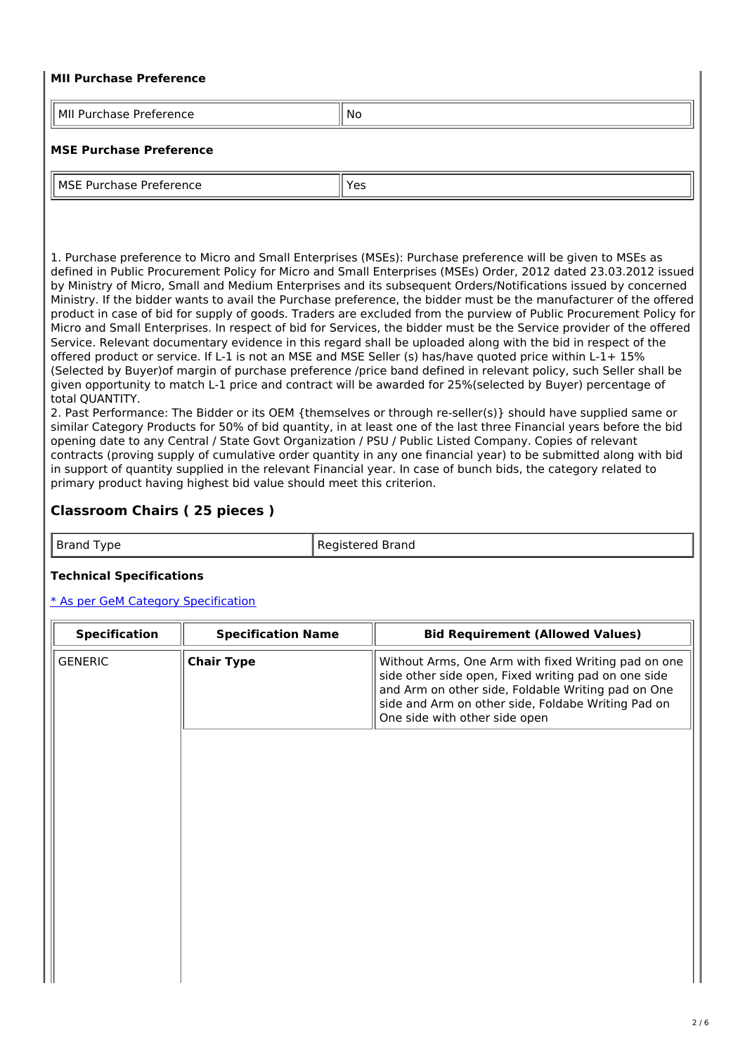### MII Purchase Preference

| MII Purchase Preference | No |
|---|---|

### MSE Purchase Preference

| MSE Purchase Preference | Yes |
|---|---|

1. Purchase preference to Micro and Small Enterprises (MSEs): Purchase preference will be given to MSEs as defined in Public Procurement Policy for Micro and Small Enterprises (MSEs) Order, 2012 dated 23.03.2012 issued by Ministry of Micro, Small and Medium Enterprises and its subsequent Orders/Notifications issued by concerned Ministry. If the bidder wants to avail the Purchase preference, the bidder must be the manufacturer of the offered product in case of bid for supply of goods. Traders are excluded from the purview of Public Procurement Policy for Micro and Small Enterprises. In respect of bid for Services, the bidder must be the Service provider of the offered Service. Relevant documentary evidence in this regard shall be uploaded along with the bid in respect of the offered product or service. If L-1 is not an MSE and MSE Seller (s) has/have quoted price within L-1+ 15% (Selected by Buyer)of margin of purchase preference /price band defined in relevant policy, such Seller shall be given opportunity to match L-1 price and contract will be awarded for 25%(selected by Buyer) percentage of total QUANTITY.
2. Past Performance: The Bidder or its OEM {themselves or through re-seller(s)} should have supplied same or similar Category Products for 50% of bid quantity, in at least one of the last three Financial years before the bid opening date to any Central / State Govt Organization / PSU / Public Listed Company. Copies of relevant contracts (proving supply of cumulative order quantity in any one financial year) to be submitted along with bid in support of quantity supplied in the relevant Financial year. In case of bunch bids, the category related to primary product having highest bid value should meet this criterion.

## Classroom Chairs ( 25 pieces )

| Brand Type | Registered Brand |
|---|---|

### Technical Specifications

* As per GeM Category Specification

| Specification | Specification Name | Bid Requirement (Allowed Values) |
|---|---|---|
| GENERIC | **Chair Type** | Without Arms, One Arm with fixed Writing pad on one side other side open, Fixed writing pad on one side and Arm on other side, Foldable Writing pad on One side and Arm on other side, Foldabe Writing Pad on One side with other side open |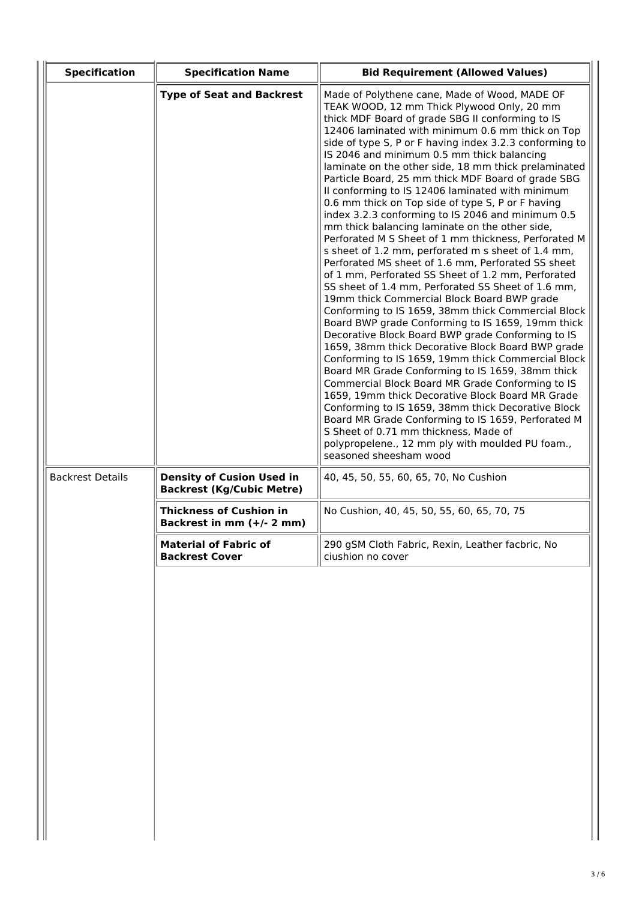| Specification | Specification Name | Bid Requirement (Allowed Values) |
|---|---|---|
| | **Type of Seat and Backrest** | Made of Polythene cane, Made of Wood, MADE OF TEAK WOOD, 12 mm Thick Plywood Only, 20 mm thick MDF Board of grade SBG II conforming to IS 12406 laminated with minimum 0.6 mm thick on Top side of type S, P or F having index 3.2.3 conforming to IS 2046 and minimum 0.5 mm thick balancing laminate on the other side, 18 mm thick prelaminated Particle Board, 25 mm thick MDF Board of grade SBG II conforming to IS 12406 laminated with minimum 0.6 mm thick on Top side of type S, P or F having index 3.2.3 conforming to IS 2046 and minimum 0.5 mm thick balancing laminate on the other side, Perforated M S Sheet of 1 mm thickness, Perforated M s sheet of 1.2 mm, perforated m s sheet of 1.4 mm, Perforated MS sheet of 1.6 mm, Perforated SS sheet of 1 mm, Perforated SS Sheet of 1.2 mm, Perforated SS sheet of 1.4 mm, Perforated SS Sheet of 1.6 mm, 19mm thick Commercial Block Board BWP grade Conforming to IS 1659, 38mm thick Commercial Block Board BWP grade Conforming to IS 1659, 19mm thick Decorative Block Board BWP grade Conforming to IS 1659, 38mm thick Decorative Block Board BWP grade Conforming to IS 1659, 19mm thick Commercial Block Board MR Grade Conforming to IS 1659, 38mm thick Commercial Block Board MR Grade Conforming to IS 1659, 19mm thick Decorative Block Board MR Grade Conforming to IS 1659, 38mm thick Decorative Block Board MR Grade Conforming to IS 1659, Perforated M S Sheet of 0.71 mm thickness, Made of polypropelene., 12 mm ply with moulded PU foam., seasoned sheesham wood |
| Backrest Details | **Density of Cusion Used in Backrest (Kg/Cubic Metre)** | 40, 45, 50, 55, 60, 65, 70, No Cushion |
| | **Thickness of Cushion in Backrest in mm (+/- 2 mm)** | No Cushion, 40, 45, 50, 55, 60, 65, 70, 75 |
| | **Material of Fabric of Backrest Cover** | 290 gSM Cloth Fabric, Rexin, Leather facbric, No ciushion no cover |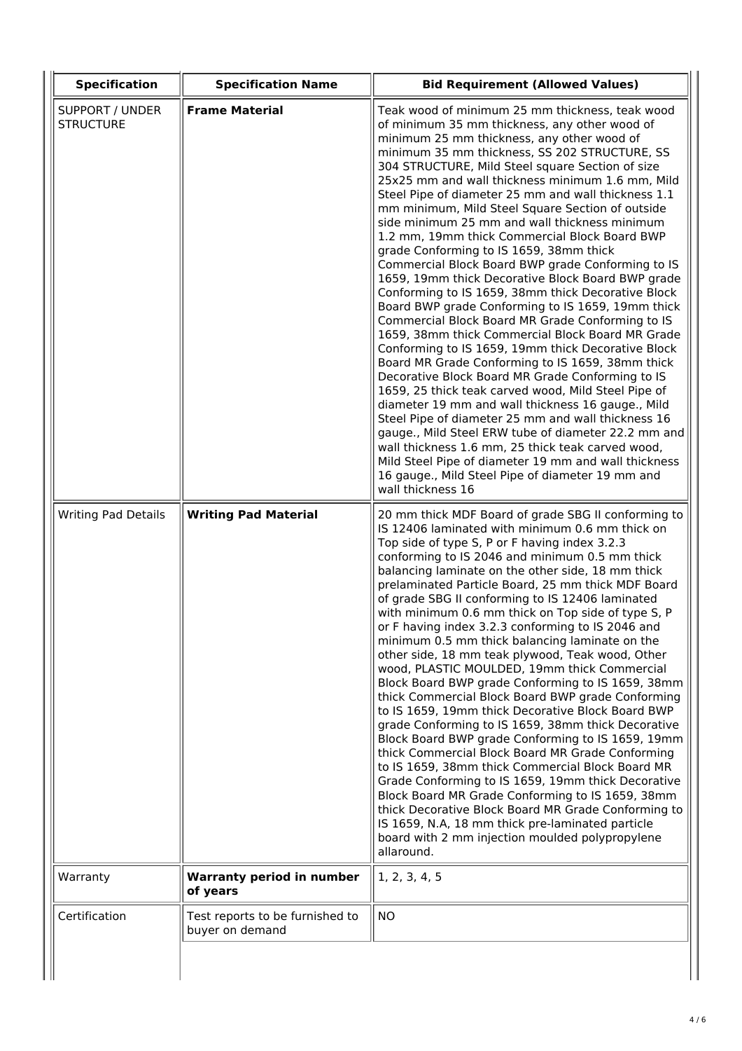| Specification | Specification Name | Bid Requirement (Allowed Values) |
| --- | --- | --- |
| SUPPORT / UNDER STRUCTURE | **Frame Material** | Teak wood of minimum 25 mm thickness, teak wood of minimum 35 mm thickness, any other wood of minimum 25 mm thickness, any other wood of minimum 35 mm thickness, SS 202 STRUCTURE, SS 304 STRUCTURE, Mild Steel square Section of size 25x25 mm and wall thickness minimum 1.6 mm, Mild Steel Pipe of diameter 25 mm and wall thickness 1.1 mm minimum, Mild Steel Square Section of outside side minimum 25 mm and wall thickness minimum 1.2 mm, 19mm thick Commercial Block Board BWP grade Conforming to IS 1659, 38mm thick Commercial Block Board BWP grade Conforming to IS 1659, 19mm thick Decorative Block Board BWP grade Conforming to IS 1659, 38mm thick Decorative Block Board BWP grade Conforming to IS 1659, 19mm thick Commercial Block Board MR Grade Conforming to IS 1659, 38mm thick Commercial Block Board MR Grade Conforming to IS 1659, 19mm thick Decorative Block Board MR Grade Conforming to IS 1659, 38mm thick Decorative Block Board MR Grade Conforming to IS 1659, 25 thick teak carved wood, Mild Steel Pipe of diameter 19 mm and wall thickness 16 gauge., Mild Steel Pipe of diameter 25 mm and wall thickness 16 gauge., Mild Steel ERW tube of diameter 22.2 mm and wall thickness 1.6 mm, 25 thick teak carved wood, Mild Steel Pipe of diameter 19 mm and wall thickness 16 gauge., Mild Steel Pipe of diameter 19 mm and wall thickness 16 |
| Writing Pad Details | **Writing Pad Material** | 20 mm thick MDF Board of grade SBG II conforming to IS 12406 laminated with minimum 0.6 mm thick on Top side of type S, P or F having index 3.2.3 conforming to IS 2046 and minimum 0.5 mm thick balancing laminate on the other side, 18 mm thick prelaminated Particle Board, 25 mm thick MDF Board of grade SBG II conforming to IS 12406 laminated with minimum 0.6 mm thick on Top side of type S, P or F having index 3.2.3 conforming to IS 2046 and minimum 0.5 mm thick balancing laminate on the other side, 18 mm teak plywood, Teak wood, Other wood, PLASTIC MOULDED, 19mm thick Commercial Block Board BWP grade Conforming to IS 1659, 38mm thick Commercial Block Board BWP grade Conforming to IS 1659, 19mm thick Decorative Block Board BWP grade Conforming to IS 1659, 38mm thick Decorative Block Board BWP grade Conforming to IS 1659, 19mm thick Commercial Block Board MR Grade Conforming to IS 1659, 38mm thick Commercial Block Board MR Grade Conforming to IS 1659, 19mm thick Decorative Block Board MR Grade Conforming to IS 1659, 38mm thick Decorative Block Board MR Grade Conforming to IS 1659, N.A, 18 mm thick pre-laminated particle board with 2 mm injection moulded polypropylene allaround. |
| Warranty | **Warranty period in number of years** | 1, 2, 3, 4, 5 |
| Certification | Test reports to be furnished to buyer on demand | NO |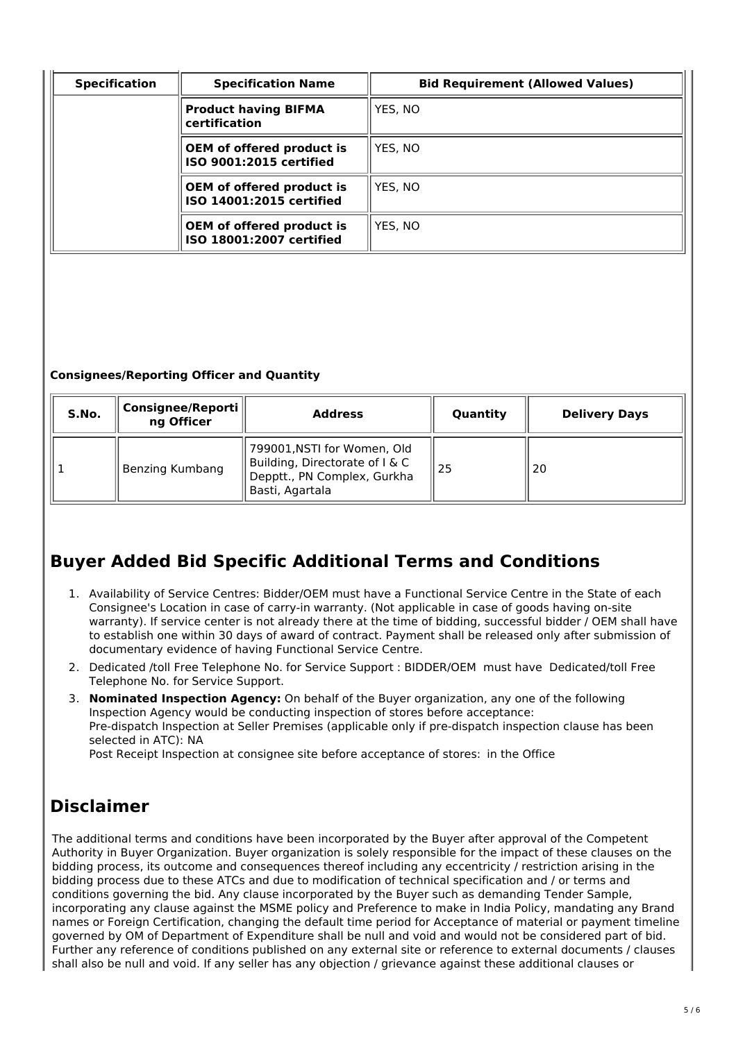| Specification | Specification Name | Bid Requirement (Allowed Values) |
|---|---|---|
| | **Product having BIFMA certification** | YES, NO |
| | **OEM of offered product is ISO 9001:2015 certified** | YES, NO |
| | **OEM of offered product is ISO 14001:2015 certified** | YES, NO |
| | **OEM of offered product is ISO 18001:2007 certified** | YES, NO |

**Consignees/Reporting Officer and Quantity**

| S.No. | Consignee/Reporting Officer | Address | Quantity | Delivery Days |
|---|---|---|---|---|
| 1 | Benzing Kumbang | 799001,NSTI for Women, Old Building, Directorate of I & C Depptt., PN Complex, Gurkha Basti, Agartala | 25 | 20 |

## Buyer Added Bid Specific Additional Terms and Conditions

1. Availability of Service Centres: Bidder/OEM must have a Functional Service Centre in the State of each Consignee's Location in case of carry-in warranty. (Not applicable in case of goods having on-site warranty). If service center is not already there at the time of bidding, successful bidder / OEM shall have to establish one within 30 days of award of contract. Payment shall be released only after submission of documentary evidence of having Functional Service Centre.
2. Dedicated /toll Free Telephone No. for Service Support : BIDDER/OEM must have Dedicated/toll Free Telephone No. for Service Support.
3. **Nominated Inspection Agency:** On behalf of the Buyer organization, any one of the following Inspection Agency would be conducting inspection of stores before acceptance:
   Pre-dispatch Inspection at Seller Premises (applicable only if pre-dispatch inspection clause has been selected in ATC): NA
   Post Receipt Inspection at consignee site before acceptance of stores: in the Office

## Disclaimer

The additional terms and conditions have been incorporated by the Buyer after approval of the Competent Authority in Buyer Organization. Buyer organization is solely responsible for the impact of these clauses on the bidding process, its outcome and consequences thereof including any eccentricity / restriction arising in the bidding process due to these ATCs and due to modification of technical specification and / or terms and conditions governing the bid. Any clause incorporated by the Buyer such as demanding Tender Sample, incorporating any clause against the MSME policy and Preference to make in India Policy, mandating any Brand names or Foreign Certification, changing the default time period for Acceptance of material or payment timeline governed by OM of Department of Expenditure shall be null and void and would not be considered part of bid. Further any reference of conditions published on any external site or reference to external documents / clauses shall also be null and void. If any seller has any objection / grievance against these additional clauses or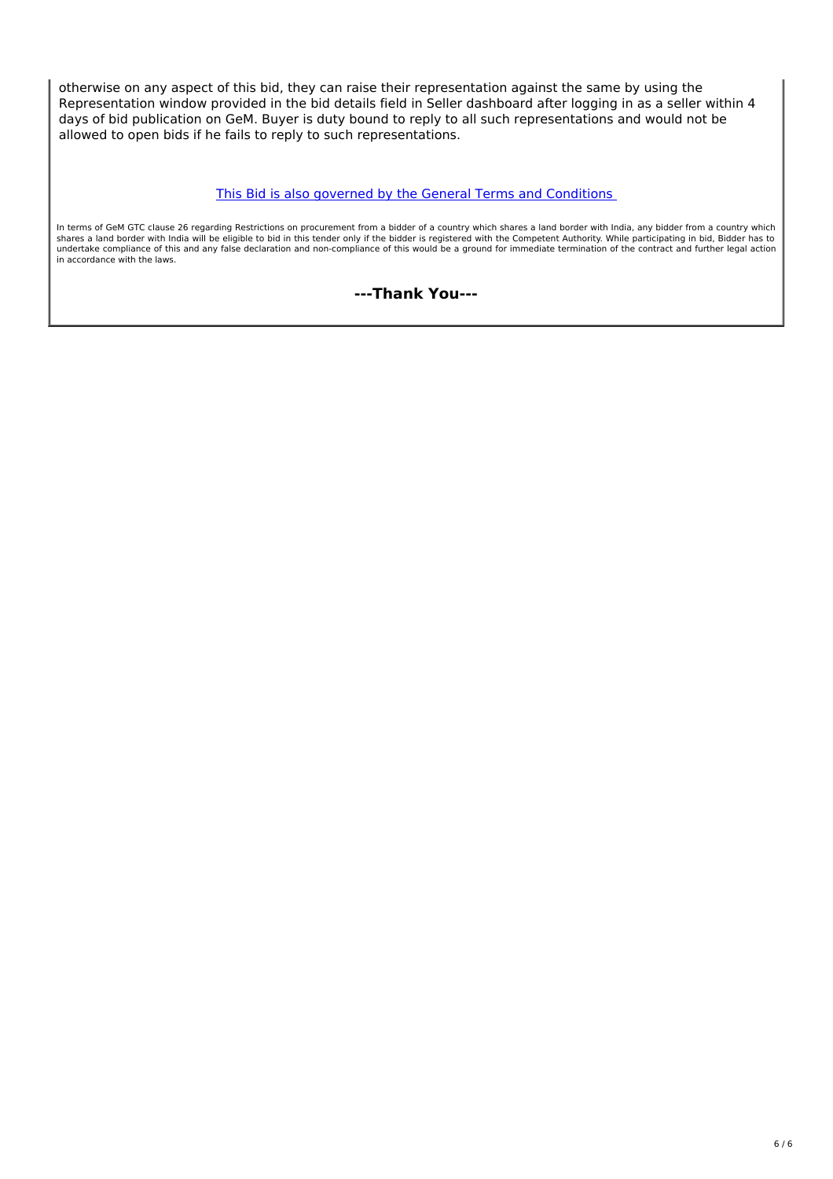otherwise on any aspect of this bid, they can raise their representation against the same by using the Representation window provided in the bid details field in Seller dashboard after logging in as a seller within 4 days of bid publication on GeM. Buyer is duty bound to reply to all such representations and would not be allowed to open bids if he fails to reply to such representations.

This Bid is also governed by the General Terms and Conditions

In terms of GeM GTC clause 26 regarding Restrictions on procurement from a bidder of a country which shares a land border with India, any bidder from a country which shares a land border with India will be eligible to bid in this tender only if the bidder is registered with the Competent Authority. While participating in bid, Bidder has to undertake compliance of this and any false declaration and non-compliance of this would be a ground for immediate termination of the contract and further legal action in accordance with the laws.

**---Thank You---**